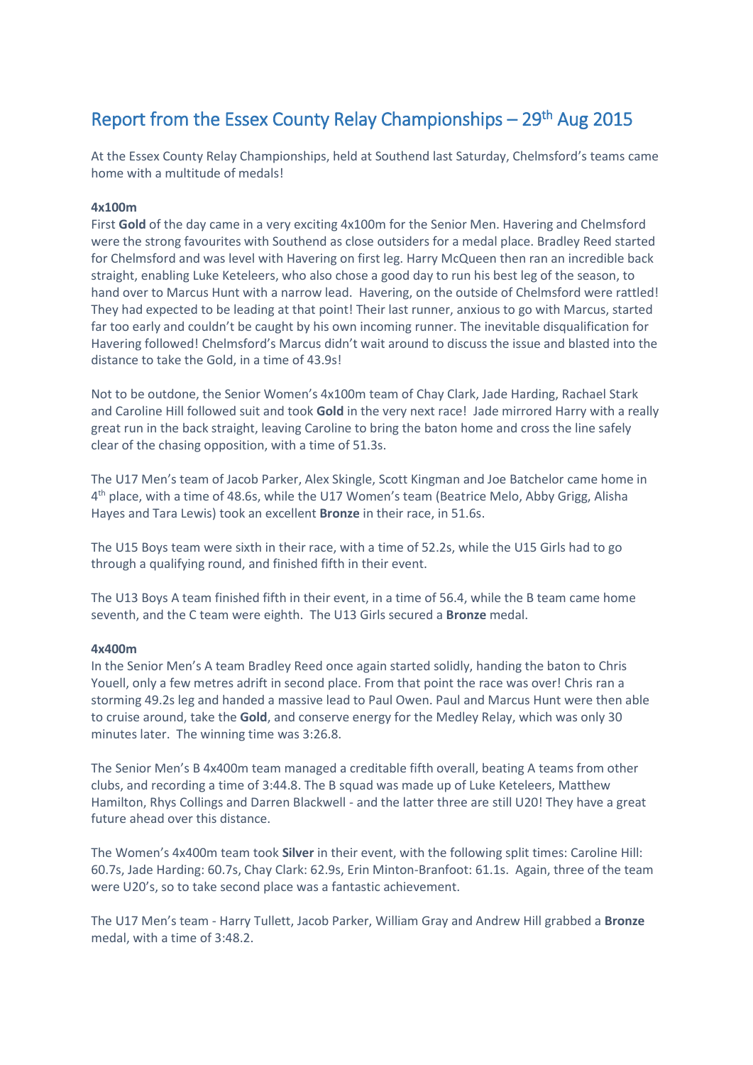# Report from the Essex County Relay Championships – 29th Aug 2015

At the Essex County Relay Championships, held at Southend last Saturday, Chelmsford's teams came home with a multitude of medals!

**4x100m**

First **Gold** of the day came in a very exciting 4x100m for the Senior Men. Havering and Chelmsford were the strong favourites with Southend as close outsiders for a medal place. Bradley Reed started for Chelmsford and was level with Havering on first leg. Harry McQueen then ran an incredible back straight, enabling Luke Keteleers, who also chose a good day to run his best leg of the season, to hand over to Marcus Hunt with a narrow lead. Havering, on the outside of Chelmsford were rattled! They had expected to be leading at that point! Their last runner, anxious to go with Marcus, started far too early and couldn't be caught by his own incoming runner. The inevitable disqualification for Havering followed! Chelmsford's Marcus didn't wait around to discuss the issue and blasted into the distance to take the Gold, in a time of 43.9s!

Not to be outdone, the Senior Women's 4x100m team of Chay Clark, Jade Harding, Rachael Stark and Caroline Hill followed suit and took **Gold** in the very next race! Jade mirrored Harry with a really great run in the back straight, leaving Caroline to bring the baton home and cross the line safely clear of the chasing opposition, with a time of 51.3s.

The U17 Men's team of Jacob Parker, Alex Skingle, Scott Kingman and Joe Batchelor came home in 4th place, with a time of 48.6s, while the U17 Women's team (Beatrice Melo, Abby Grigg, Alisha Hayes and Tara Lewis) took an excellent **Bronze** in their race, in 51.6s.

The U15 Boys team were sixth in their race, with a time of 52.2s, while the U15 Girls had to go through a qualifying round, and finished fifth in their event.

The U13 Boys A team finished fifth in their event, in a time of 56.4, while the B team came home seventh, and the C team were eighth. The U13 Girls secured a **Bronze** medal.

**4x400m**

In the Senior Men's A team Bradley Reed once again started solidly, handing the baton to Chris Youell, only a few metres adrift in second place. From that point the race was over! Chris ran a storming 49.2s leg and handed a massive lead to Paul Owen. Paul and Marcus Hunt were then able to cruise around, take the **Gold**, and conserve energy for the Medley Relay, which was only 30 minutes later. The winning time was 3:26.8.

The Senior Men's B 4x400m team managed a creditable fifth overall, beating A teams from other clubs, and recording a time of 3:44.8. The B squad was made up of Luke Keteleers, Matthew Hamilton, Rhys Collings and Darren Blackwell - and the latter three are still U20! They have a great future ahead over this distance.

The Women's 4x400m team took **Silver** in their event, with the following split times: Caroline Hill: 60.7s, Jade Harding: 60.7s, Chay Clark: 62.9s, Erin Minton-Branfoot: 61.1s. Again, three of the team were U20's, so to take second place was a fantastic achievement.

The U17 Men's team - Harry Tullett, Jacob Parker, William Gray and Andrew Hill grabbed a **Bronze** medal, with a time of 3:48.2.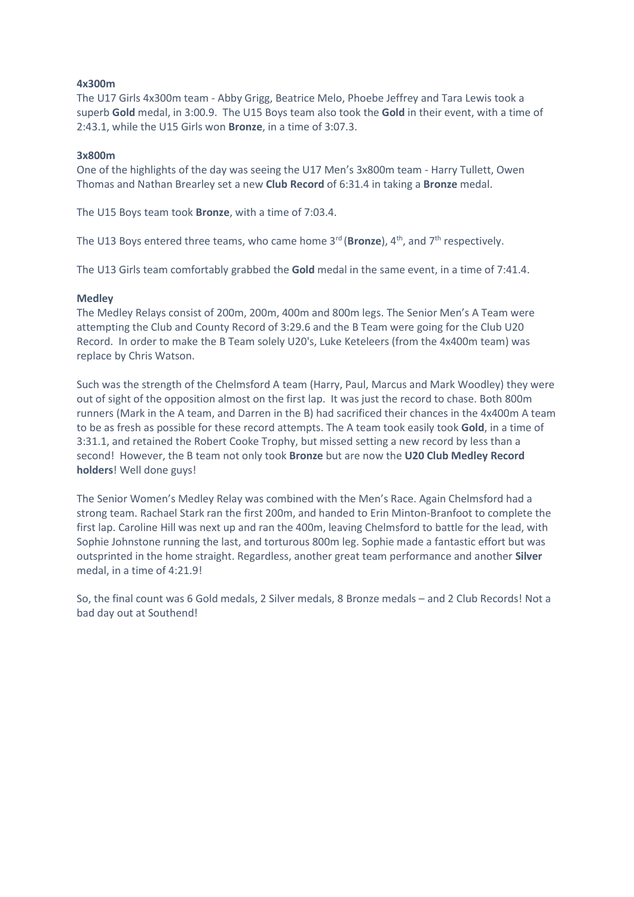**4x300m**

The U17 Girls 4x300m team - Abby Grigg, Beatrice Melo, Phoebe Jeffrey and Tara Lewis took a superb **Gold** medal, in 3:00.9. The U15 Boys team also took the **Gold** in their event, with a time of 2:43.1, while the U15 Girls won **Bronze**, in a time of 3:07.3.

**3x800m**

One of the highlights of the day was seeing the U17 Men's 3x800m team - Harry Tullett, Owen Thomas and Nathan Brearley set a new **Club Record** of 6:31.4 in taking a **Bronze** medal.

The U15 Boys team took **Bronze**, with a time of 7:03.4.

The U13 Boys entered three teams, who came home 3rd (**Bronze**), 4th, and 7th respectively.

The U13 Girls team comfortably grabbed the **Gold** medal in the same event, in a time of 7:41.4.

**Medley**

The Medley Relays consist of 200m, 200m, 400m and 800m legs. The Senior Men's A Team were attempting the Club and County Record of 3:29.6 and the B Team were going for the Club U20 Record. In order to make the B Team solely U20's, Luke Keteleers (from the 4x400m team) was replace by Chris Watson.

Such was the strength of the Chelmsford A team (Harry, Paul, Marcus and Mark Woodley) they were out of sight of the opposition almost on the first lap. It was just the record to chase. Both 800m runners (Mark in the A team, and Darren in the B) had sacrificed their chances in the 4x400m A team to be as fresh as possible for these record attempts. The A team took easily took **Gold**, in a time of 3:31.1, and retained the Robert Cooke Trophy, but missed setting a new record by less than a second! However, the B team not only took **Bronze** but are now the **U20 Club Medley Record holders**! Well done guys!

The Senior Women's Medley Relay was combined with the Men's Race. Again Chelmsford had a strong team. Rachael Stark ran the first 200m, and handed to Erin Minton-Branfoot to complete the first lap. Caroline Hill was next up and ran the 400m, leaving Chelmsford to battle for the lead, with Sophie Johnstone running the last, and torturous 800m leg. Sophie made a fantastic effort but was outsprinted in the home straight. Regardless, another great team performance and another **Silver** medal, in a time of 4:21.9!

So, the final count was 6 Gold medals, 2 Silver medals, 8 Bronze medals – and 2 Club Records! Not a bad day out at Southend!